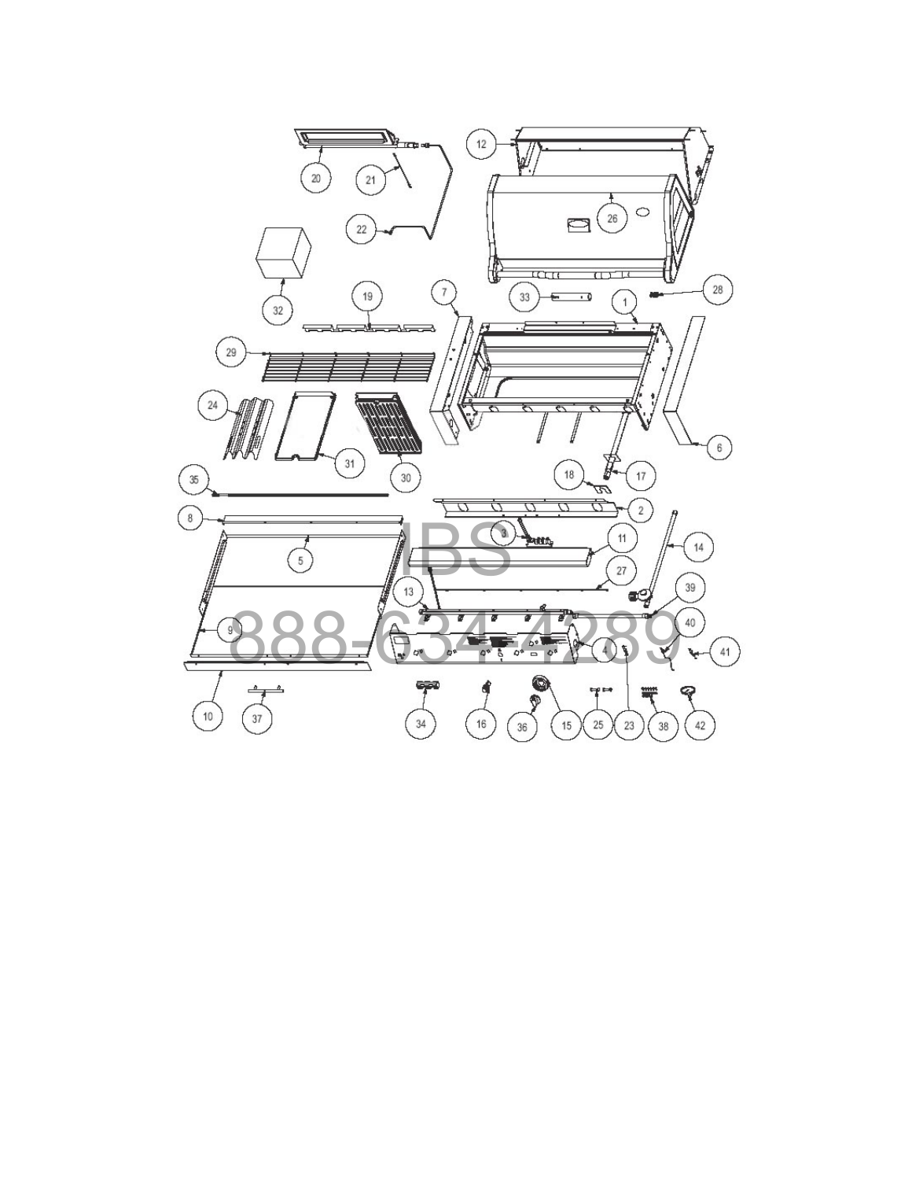IBS

888-634-4289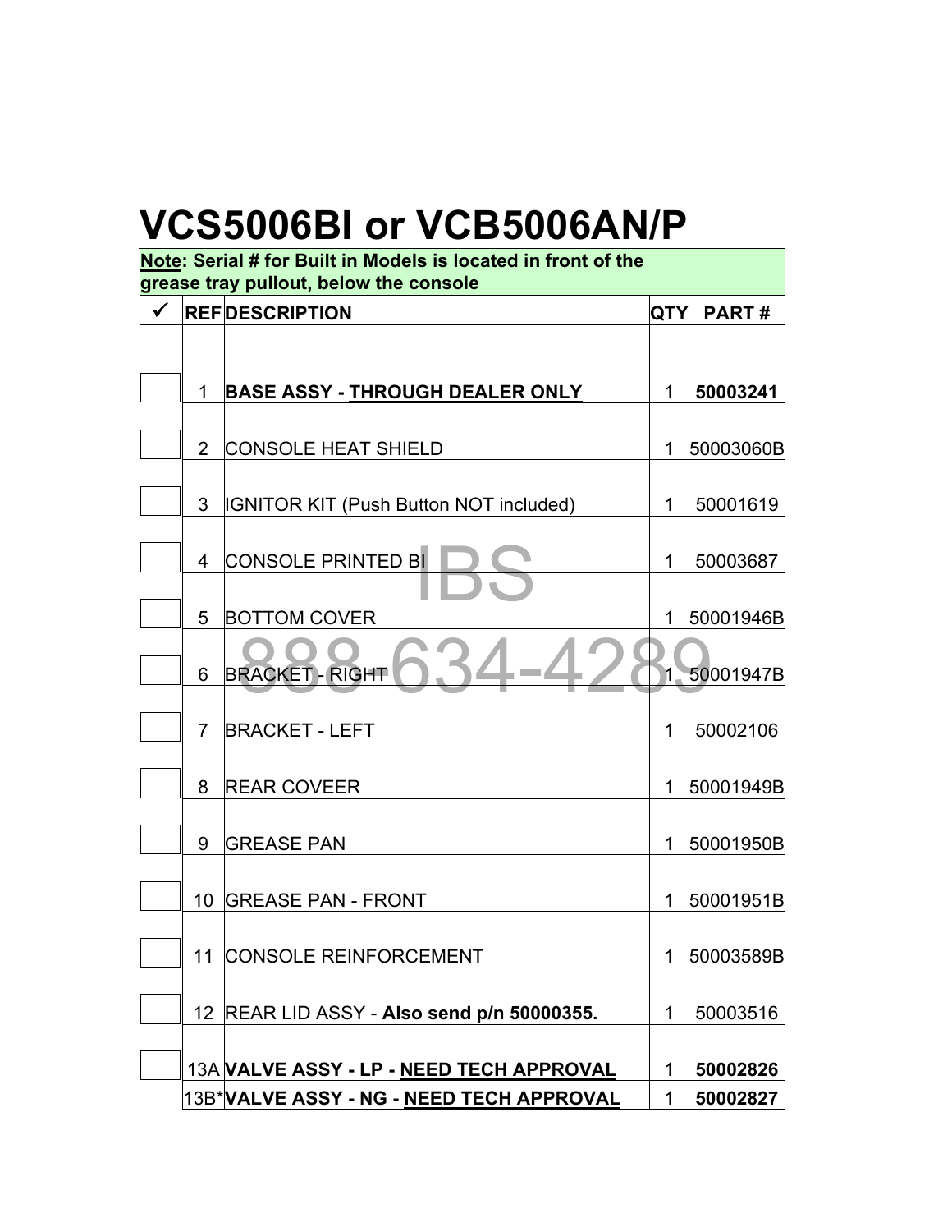# VCS5006BI or VCB5006AN/P

**Note: Serial # for Built in Models is located in front of the grease tray pullout, below the console**

| ✓ | REF | DESCRIPTION | QTY | PART # |
|---|---|---|---|---|
| | | | | |
| ☐ | 1 | **BASE ASSY - THROUGH DEALER ONLY** | 1 | **50003241** |
| ☐ | 2 | CONSOLE HEAT SHIELD | 1 | 50003060B |
| ☐ | 3 | IGNITOR KIT (Push Button NOT included) | 1 | 50001619 |
| ☐ | 4 | CONSOLE PRINTED BI | 1 | 50003687 |
| ☐ | 5 | BOTTOM COVER | 1 | 50001946B |
| ☐ | 6 | BRACKET - RIGHT | 1 | 50001947B |
| ☐ | 7 | BRACKET - LEFT | 1 | 50002106 |
| ☐ | 8 | REAR COVEER | 1 | 50001949B |
| ☐ | 9 | GREASE PAN | 1 | 50001950B |
| ☐ | 10 | GREASE PAN - FRONT | 1 | 50001951B |
| ☐ | 11 | CONSOLE REINFORCEMENT | 1 | 50003589B |
| ☐ | 12 | REAR LID ASSY - **Also send p/n 50000355.** | 1 | 50003516 |
| ☐ | 13A | **VALVE ASSY - LP - NEED TECH APPROVAL** | 1 | **50002826** |
| | 13B* | **VALVE ASSY - NG - NEED TECH APPROVAL** | 1 | **50002827** |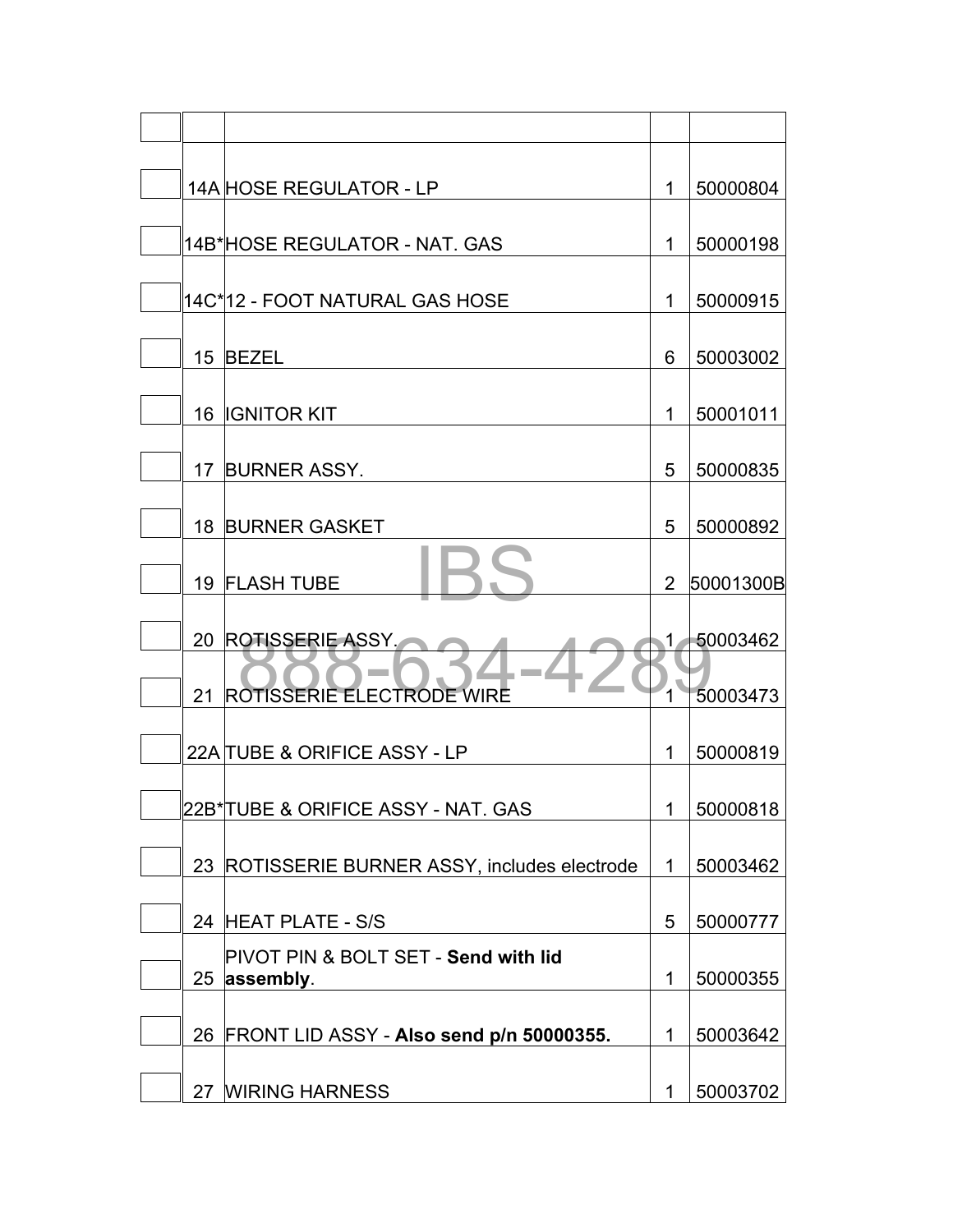| | | | | |
|---|---|---|---|---|
| | 14A | HOSE REGULATOR - LP | 1 | 50000804 |
| | 14B* | HOSE REGULATOR - NAT. GAS | 1 | 50000198 |
| | 14C* | 12 - FOOT NATURAL GAS HOSE | 1 | 50000915 |
| | 15 | BEZEL | 6 | 50003002 |
| | 16 | IGNITOR KIT | 1 | 50001011 |
| | 17 | BURNER ASSY. | 5 | 50000835 |
| | 18 | BURNER GASKET | 5 | 50000892 |
| | 19 | FLASH TUBE | 2 | 50001300B |
| | 20 | ROTISSERIE ASSY. | 1 | 50003462 |
| | 21 | ROTISSERIE ELECTRODE WIRE | 1 | 50003473 |
| | 22A | TUBE & ORIFICE ASSY - LP | 1 | 50000819 |
| | 22B* | TUBE & ORIFICE ASSY - NAT. GAS | 1 | 50000818 |
| | 23 | ROTISSERIE BURNER ASSY, includes electrode | 1 | 50003462 |
| | 24 | HEAT PLATE - S/S | 5 | 50000777 |
| | 25 | PIVOT PIN & BOLT SET - **Send with lid assembly**. | 1 | 50000355 |
| | 26 | FRONT LID ASSY - **Also send p/n 50000355.** | 1 | 50003642 |
| | 27 | WIRING HARNESS | 1 | 50003702 |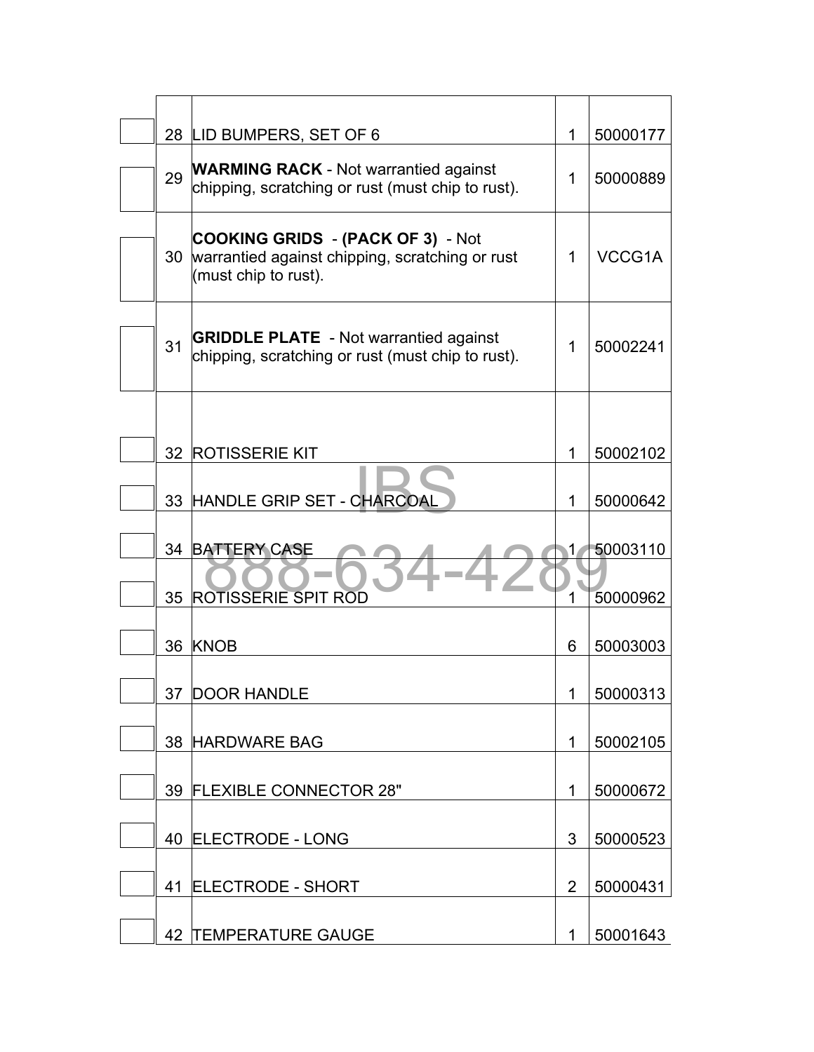|  |  |  |  |  |
|---|---|---|---|---|
|  | 28 | LID BUMPERS, SET OF 6 | 1 | 50000177 |
|  | 29 | **WARMING RACK** - Not warrantied against chipping, scratching or rust (must chip to rust). | 1 | 50000889 |
|  | 30 | **COOKING GRIDS - (PACK OF 3)** - Not warrantied against chipping, scratching or rust (must chip to rust). | 1 | VCCG1A |
|  | 31 | **GRIDDLE PLATE** - Not warrantied against chipping, scratching or rust (must chip to rust). | 1 | 50002241 |
|  | 32 | ROTISSERIE KIT | 1 | 50002102 |
|  | 33 | HANDLE GRIP SET - CHARCOAL | 1 | 50000642 |
|  | 34 | BATTERY CASE | 1 | 50003110 |
|  | 35 | ROTISSERIE SPIT ROD | 1 | 50000962 |
|  | 36 | KNOB | 6 | 50003003 |
|  | 37 | DOOR HANDLE | 1 | 50000313 |
|  | 38 | HARDWARE BAG | 1 | 50002105 |
|  | 39 | FLEXIBLE CONNECTOR 28" | 1 | 50000672 |
|  | 40 | ELECTRODE - LONG | 3 | 50000523 |
|  | 41 | ELECTRODE - SHORT | 2 | 50000431 |
|  | 42 | TEMPERATURE GAUGE | 1 | 50001643 |

IBS
888-634-4289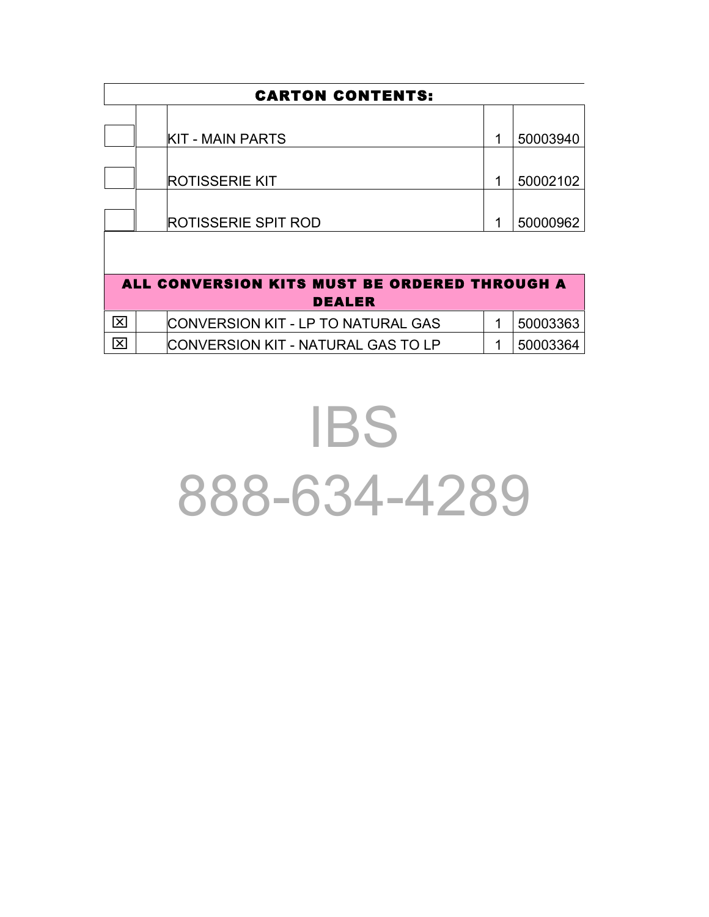## CARTON CONTENTS:

| | | | | |
|---|---|---|---|---|
| ☐ | | KIT - MAIN PARTS | 1 | 50003940 |
| ☐ | | ROTISSERIE KIT | 1 | 50002102 |
| ☐ | | ROTISSERIE SPIT ROD | 1 | 50000962 |

**ALL CONVERSION KITS MUST BE ORDERED THROUGH A DEALER**

| | | | | |
|---|---|---|---|---|
| ☒ | | CONVERSION KIT - LP TO NATURAL GAS | 1 | 50003363 |
| ☒ | | CONVERSION KIT - NATURAL GAS TO LP | 1 | 50003364 |

IBS

888-634-4289